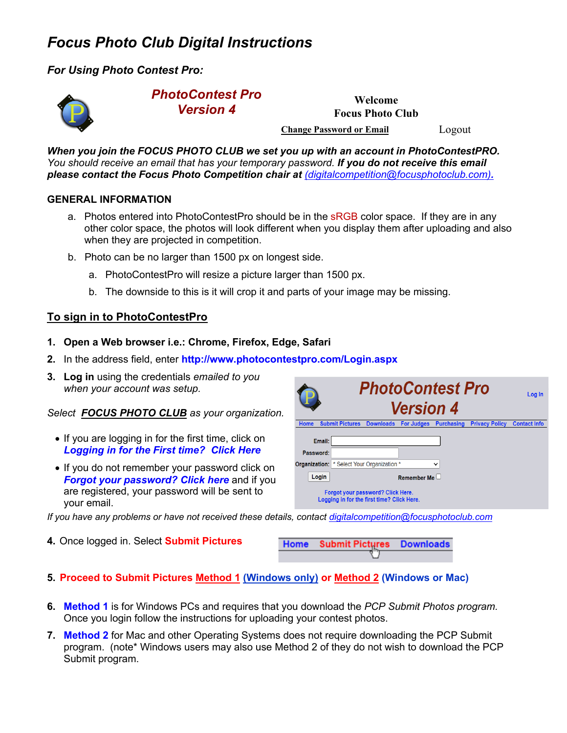# *Focus Photo Club Digital Instructions*

## *For Using Photo Contest Pro:*

*PhotoContest Pro Version 4*

**Welcome**
**Focus Photo Club**

**Change Password or Email** Logout

***When you join the FOCUS PHOTO CLUB we set you up with an account in PhotoContestPRO.*** *You should receive an email that has your temporary password.* ***If you do not receive this email please contact the Focus Photo Competition chair at*** *(digitalcompetition@focusphotoclub.com).*

### GENERAL INFORMATION

a. Photos entered into PhotoContestPro should be in the sRGB color space. If they are in any other color space, the photos will look different when you display them after uploading and also when they are projected in competition.

b. Photo can be no larger than 1500 px on longest side.

   a. PhotoContestPro will resize a picture larger than 1500 px.

   b. The downside to this is it will crop it and parts of your image may be missing.

### To sign in to PhotoContestPro

1. **Open a Web browser i.e.: Chrome, Firefox, Edge, Safari**
2. In the address field, enter **http://www.photocontestpro.com/Login.aspx**
3. **Log in** using the credentials *emailed to you when your account was setup.*

*Select* ***FOCUS PHOTO CLUB*** *as your organization.*

- If you are logging in for the first time, click on ***Logging in for the First time? Click Here***
- If you do not remember your password click on ***Forgot your password? Click here*** and if you are registered, your password will be sent to your email.

PhotoContest Pro Version 4 — Log In

Home | Submit Pictures | Downloads | For Judges | Purchasing | Privacy Policy | Contact Info

Email:
Password:
Organization: * Select Your Organization *
Login | Remember Me

Forgot your password? Click Here.
Logging in for the first time? Click Here.

*If you have any problems or have not received these details, contact digitalcompetition@focusphotoclub.com*

4. Once logged in. Select **Submit Pictures**

Home | Submit Pictures | Downloads

5. **Proceed to Submit Pictures Method 1 (Windows only) or Method 2 (Windows or Mac)**

6. **Method 1** is for Windows PCs and requires that you download the *PCP Submit Photos program.* Once you login follow the instructions for uploading your contest photos.

7. **Method 2** for Mac and other Operating Systems does not require downloading the PCP Submit program. (note* Windows users may also use Method 2 of they do not wish to download the PCP Submit program.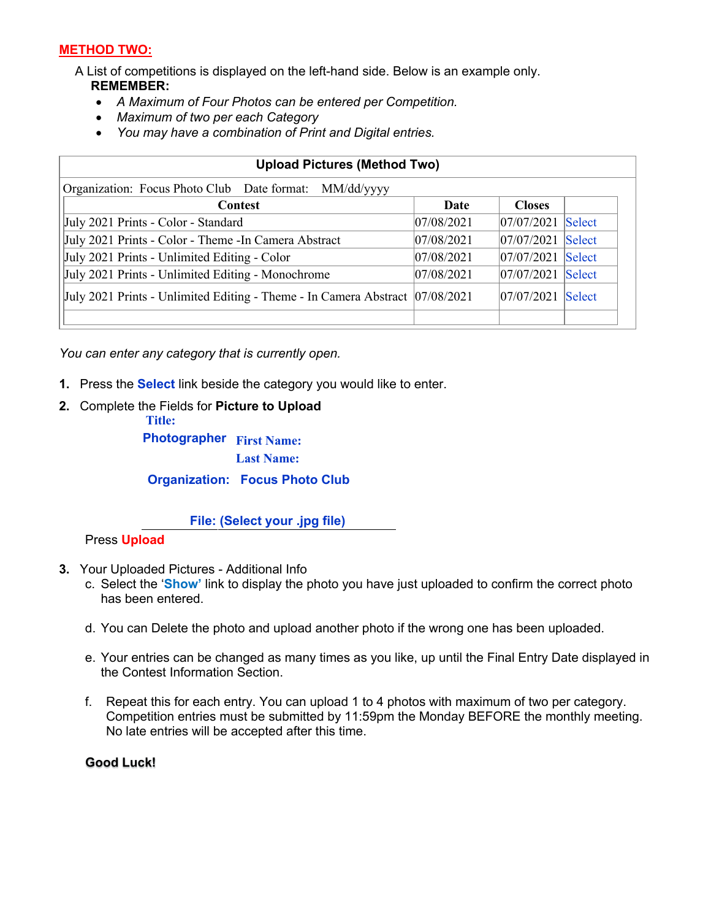**METHOD TWO:**

A List of competitions is displayed on the left-hand side. Below is an example only.

**REMEMBER:**

- *A Maximum of Four Photos can be entered per Competition.*
- *Maximum of two per each Category*
- *You may have a combination of Print and Digital entries.*

**Upload Pictures (Method Two)**

Organization: Focus Photo Club   Date format: MM/dd/yyyy

| Contest | Date | Closes | |
|---|---|---|---|
| July 2021 Prints - Color - Standard | 07/08/2021 | 07/07/2021 | Select |
| July 2021 Prints - Color - Theme -In Camera Abstract | 07/08/2021 | 07/07/2021 | Select |
| July 2021 Prints - Unlimited Editing - Color | 07/08/2021 | 07/07/2021 | Select |
| July 2021 Prints - Unlimited Editing - Monochrome | 07/08/2021 | 07/07/2021 | Select |
| July 2021 Prints - Unlimited Editing - Theme - In Camera Abstract | 07/08/2021 | 07/07/2021 | Select |
| | | | |

*You can enter any category that is currently open.*

1. Press the **Select** link beside the category you would like to enter.
2. Complete the Fields for **Picture to Upload**

   **Title:**

   **Photographer** **First Name:**

   **Last Name:**

   **Organization: Focus Photo Club**

   **File: (Select your .jpg file)**

   Press **Upload**

3. Your Uploaded Pictures - Additional Info
   c. Select the **'Show'** link to display the photo you have just uploaded to confirm the correct photo has been entered.

   d. You can Delete the photo and upload another photo if the wrong one has been uploaded.

   e. Your entries can be changed as many times as you like, up until the Final Entry Date displayed in the Contest Information Section.

   f. Repeat this for each entry. You can upload 1 to 4 photos with maximum of two per category. Competition entries must be submitted by 11:59pm the Monday BEFORE the monthly meeting. No late entries will be accepted after this time.

**Good Luck!**